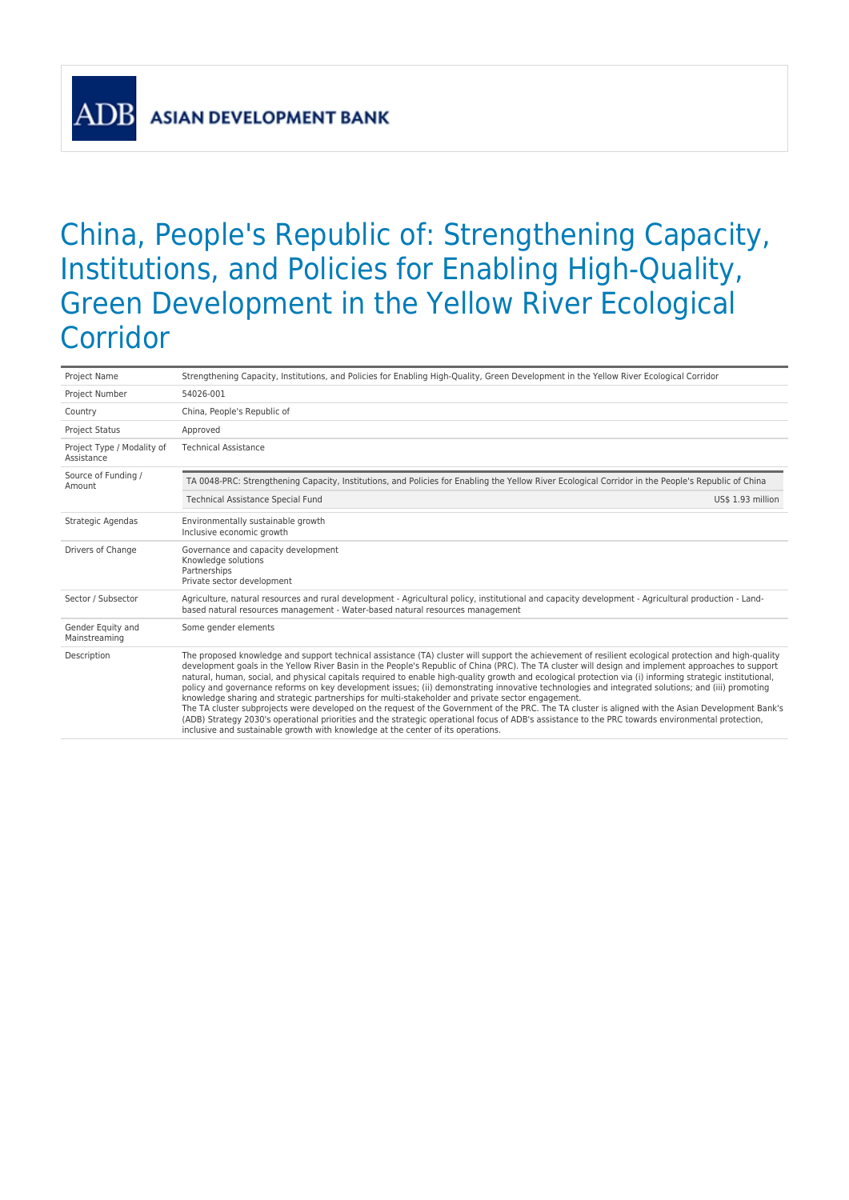ADB ASIAN DEVELOPMENT BANK

# China, People's Republic of: Strengthening Capacity, Institutions, and Policies for Enabling High-Quality, Green Development in the Yellow River Ecological Corridor

| | |
|---|---|
| Project Name | Strengthening Capacity, Institutions, and Policies for Enabling High-Quality, Green Development in the Yellow River Ecological Corridor |
| Project Number | 54026-001 |
| Country | China, People's Republic of |
| Project Status | Approved |
| Project Type / Modality of Assistance | Technical Assistance |
| Source of Funding / Amount | TA 0048-PRC: Strengthening Capacity, Institutions, and Policies for Enabling the Yellow River Ecological Corridor in the People's Republic of China<br>Technical Assistance Special Fund — US$ 1.93 million |
| Strategic Agendas | Environmentally sustainable growth<br>Inclusive economic growth |
| Drivers of Change | Governance and capacity development<br>Knowledge solutions<br>Partnerships<br>Private sector development |
| Sector / Subsector | Agriculture, natural resources and rural development - Agricultural policy, institutional and capacity development - Agricultural production - Land-based natural resources management - Water-based natural resources management |
| Gender Equity and Mainstreaming | Some gender elements |
| Description | The proposed knowledge and support technical assistance (TA) cluster will support the achievement of resilient ecological protection and high-quality development goals in the Yellow River Basin in the People's Republic of China (PRC). The TA cluster will design and implement approaches to support natural, human, social, and physical capitals required to enable high-quality growth and ecological protection via (i) informing strategic institutional, policy and governance reforms on key development issues; (ii) demonstrating innovative technologies and integrated solutions; and (iii) promoting knowledge sharing and strategic partnerships for multi-stakeholder and private sector engagement.<br>The TA cluster subprojects were developed on the request of the Government of the PRC. The TA cluster is aligned with the Asian Development Bank's (ADB) Strategy 2030's operational priorities and the strategic operational focus of ADB's assistance to the PRC towards environmental protection, inclusive and sustainable growth with knowledge at the center of its operations. |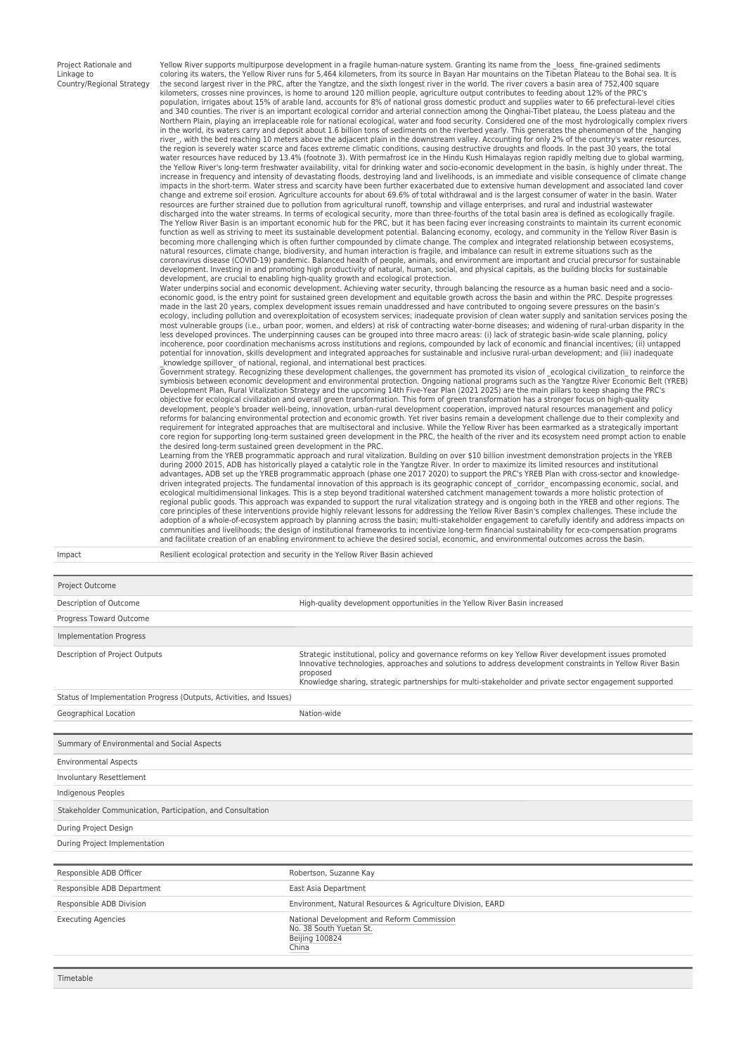| | |
|---|---|
| Project Rationale and Linkage to Country/Regional Strategy | Yellow River supports multipurpose development in a fragile human-nature system. Granting its name from the _loess_ fine-grained sediments coloring its waters, the Yellow River runs for 5,464 kilometers, from its source in Bayan Har mountains on the Tibetan Plateau to the Bohai sea. It is the second largest river in the PRC, after the Yangtze, and the sixth longest river in the world. The river covers a basin area of 752,400 square kilometers, crosses nine provinces, is home to around 120 million people, agriculture output contributes to feeding about 12% of the PRC's population, irrigates about 15% of arable land, accounts for 8% of national gross domestic product and supplies water to 66 prefectural-level cities and 340 counties. The river is an important ecological corridor and arterial connection among the Qinghai-Tibet plateau, the Loess plateau and the Northern Plain, playing an irreplaceable role for national ecological, water and food security. Considered one of the most hydrologically complex rivers in the world, its waters carry and deposit about 1.6 billion tons of sediments on the riverbed yearly. This generates the phenomenon of the _hanging river_, with the bed reaching 10 meters above the adjacent plain in the downstream valley. Accounting for only 2% of the country's water resources, the region is severely water scarce and faces extreme climatic conditions, causing destructive droughts and floods. In the past 30 years, the total water resources have reduced by 13.4% (footnote 3). With permafrost ice in the Hindu Kush Himalayas region rapidly melting due to global warming, the Yellow River's long-term freshwater availability, vital for drinking water and socio-economic development in the basin, is highly under threat. The increase in frequency and intensity of devastating floods, destroying land and livelihoods, is an immediate and visible consequence of climate change impacts in the short-term. Water stress and scarcity have been further exacerbated due to extensive human development and associated land cover change and extreme soil erosion. Agriculture accounts for about 69.6% of total withdrawal and is the largest consumer of water in the basin. Water resources are further strained due to pollution from agricultural runoff, township and village enterprises, and rural and industrial wastewater discharged into the water streams. In terms of ecological security, more than three-fourths of the total basin area is defined as ecologically fragile. The Yellow River Basin is an important economic hub for the PRC, but it has been facing ever increasing constraints to maintain its current economic function as well as striving to meet its sustainable development potential. Balancing economy, ecology, and community in the Yellow River Basin is becoming more challenging which is often further compounded by climate change. The complex and integrated relationship between ecosystems, natural resources, climate change, biodiversity, and human interaction is fragile, and imbalance can result in extreme situations such as the coronavirus disease (COVID-19) pandemic. Balanced health of people, animals, and environment are important and crucial precursor for sustainable development. Investing in and promoting high productivity of natural, human, social, and physical capitals, as the building blocks for sustainable development, are crucial to enabling high-quality growth and ecological protection.<br>Water underpins social and economic development. Achieving water security, through balancing the resource as a human basic need and a socio-economic good, is the entry point for sustained green development and equitable growth across the basin and within the PRC. Despite progresses made in the last 20 years, complex development issues remain unaddressed and have contributed to ongoing severe pressures on the basin's ecology, including pollution and overexploitation of ecosystem services; inadequate provision of clean water supply and sanitation services posing the most vulnerable groups (i.e., urban poor, women, and elders) at risk of contracting water-borne diseases; and widening of rural-urban disparity in the less developed provinces. The underpinning causes can be grouped into three macro areas: (i) lack of strategic basin-wide scale planning, policy incoherence, poor coordination mechanisms across institutions and regions, compounded by lack of economic and financial incentives; (ii) untapped potential for innovation, skills development and integrated approaches for sustainable and inclusive rural-urban development; and (iii) inadequate _knowledge spillover_ of national, regional, and international best practices.<br>Government strategy. Recognizing these development challenges, the government has promoted its vision of _ecological civilization_ to reinforce the symbiosis between economic development and environmental protection. Ongoing national programs such as the Yangtze River Economic Belt (YREB) Development Plan, Rural Vitalization Strategy and the upcoming 14th Five-Year Plan (2021 2025) are the main pillars to keep shaping the PRC's objective for ecological civilization and overall green transformation. This form of green transformation has a stronger focus on high-quality development, people's broader well-being, innovation, urban-rural development cooperation, improved natural resources management and policy reforms for balancing environmental protection and economic growth. Yet river basins remain a development challenge due to their complexity and requirement for integrated approaches that are multisectoral and inclusive. While the Yellow River has been earmarked as a strategically important core region for supporting long-term sustained green development in the PRC, the health of the river and its ecosystem need prompt action to enable the desired long-term sustained green development in the PRC.<br>Learning from the YREB programmatic approach and rural vitalization. Building on over $10 billion investment demonstration projects in the YREB during 2000 2015, ADB has historically played a catalytic role in the Yangtze River. In order to maximize its limited resources and institutional advantages, ADB set up the YREB programmatic approach (phase one 2017 2020) to support the PRC's YREB Plan with cross-sector and knowledge-driven integrated projects. The fundamental innovation of this approach is its geographic concept of _corridor_ encompassing economic, social, and ecological multidimensional linkages. This is a step beyond traditional watershed catchment management towards a more holistic protection of regional public goods. This approach was expanded to support the rural vitalization strategy and is ongoing both in the YREB and other regions. The core principles of these interventions provide highly relevant lessons for addressing the Yellow River Basin's complex challenges. These include the adoption of a whole-of-ecosystem approach by planning across the basin; multi-stakeholder engagement to carefully identify and address impacts on communities and livelihoods; the design of institutional frameworks to incentivize long-term financial sustainability for eco-compensation programs and facilitate creation of an enabling environment to achieve the desired social, economic, and environmental outcomes across the basin. |
| Impact | Resilient ecological protection and security in the Yellow River Basin achieved |

| Project Outcome | |
|---|---|
| Description of Outcome | High-quality development opportunities in the Yellow River Basin increased |
| Progress Toward Outcome | |
| Implementation Progress | |
| Description of Project Outputs | Strategic institutional, policy and governance reforms on key Yellow River development issues promoted<br>Innovative technologies, approaches and solutions to address development constraints in Yellow River Basin proposed<br>Knowledge sharing, strategic partnerships for multi-stakeholder and private sector engagement supported |
| Status of Implementation Progress (Outputs, Activities, and Issues) | |
| Geographical Location | Nation-wide |

| Summary of Environmental and Social Aspects | |
|---|---|
| Environmental Aspects | |
| Involuntary Resettlement | |
| Indigenous Peoples | |
| Stakeholder Communication, Participation, and Consultation | |
| During Project Design | |
| During Project Implementation | |

| | |
|---|---|
| Responsible ADB Officer | Robertson, Suzanne Kay |
| Responsible ADB Department | East Asia Department |
| Responsible ADB Division | Environment, Natural Resources & Agriculture Division, EARD |
| Executing Agencies | National Development and Reform Commission<br>No. 38 South Yuetan St.<br>Beijing 100824<br>China |

| Timetable |
|---|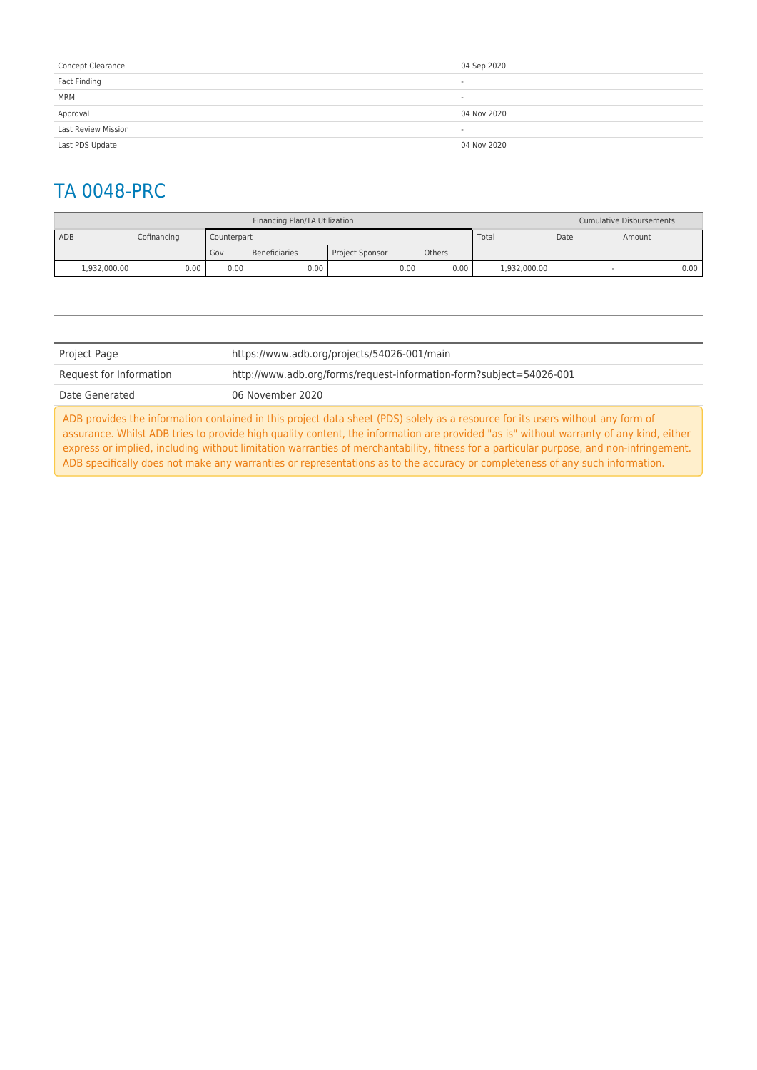| | |
|---|---|
| Concept Clearance | 04 Sep 2020 |
| Fact Finding | - |
| MRM | - |
| Approval | 04 Nov 2020 |
| Last Review Mission | - |
| Last PDS Update | 04 Nov 2020 |

## TA 0048-PRC

| Financing Plan/TA Utilization | | | | | | | Cumulative Disbursements | |
|---|---|---|---|---|---|---|---|---|
| ADB | Cofinancing | Counterpart | | | | Total | Date | Amount |
| | | Gov | Beneficiaries | Project Sponsor | Others | | | |
| 1,932,000.00 | 0.00 | 0.00 | 0.00 | 0.00 | 0.00 | 1,932,000.00 | - | 0.00 |

| | |
|---|---|
| Project Page | https://www.adb.org/projects/54026-001/main |
| Request for Information | http://www.adb.org/forms/request-information-form?subject=54026-001 |
| Date Generated | 06 November 2020 |

ADB provides the information contained in this project data sheet (PDS) solely as a resource for its users without any form of assurance. Whilst ADB tries to provide high quality content, the information are provided "as is" without warranty of any kind, either express or implied, including without limitation warranties of merchantability, fitness for a particular purpose, and non-infringement. ADB specifically does not make any warranties or representations as to the accuracy or completeness of any such information.